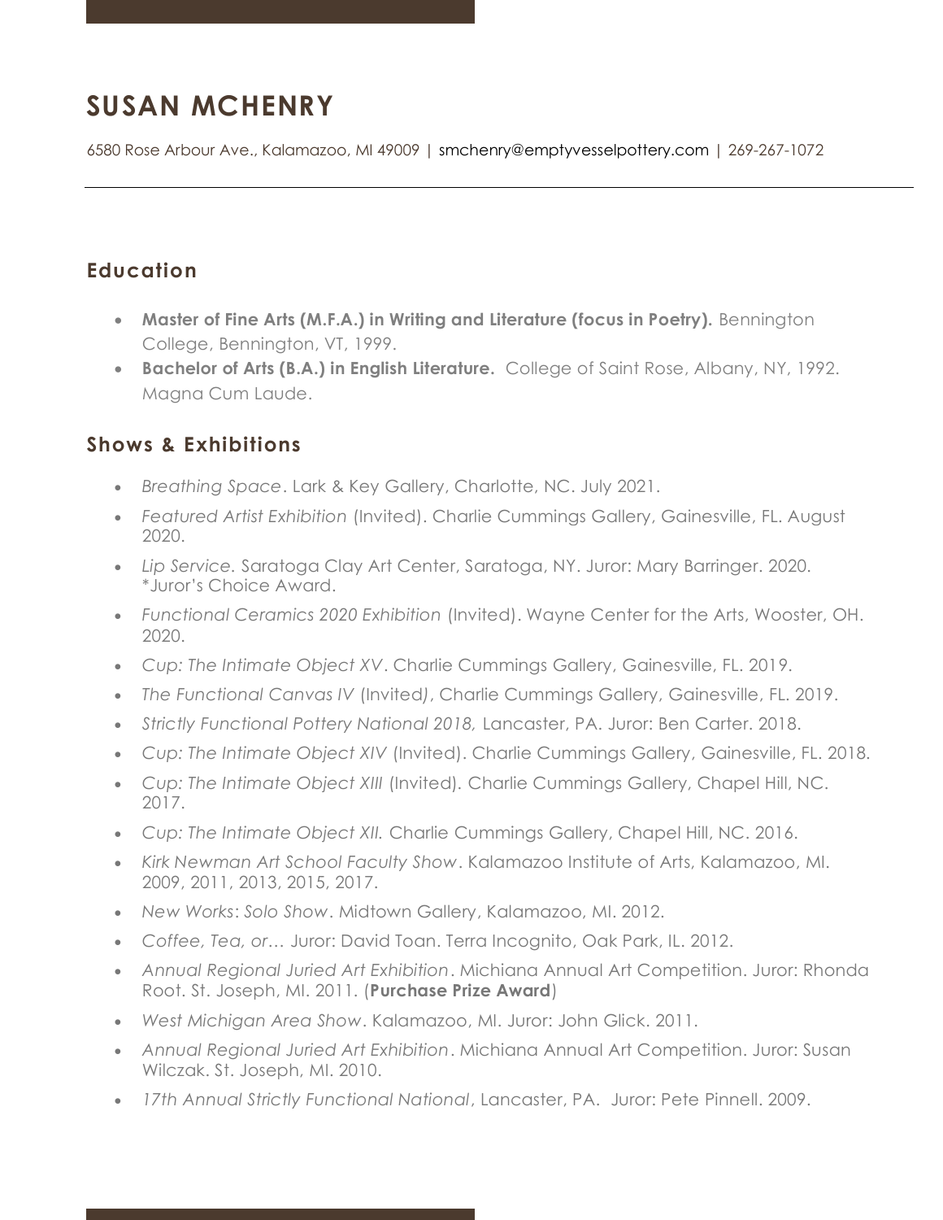# SUSAN MCHENRY

6580 Rose Arbour Ave., Kalamazoo, MI 49009 | smchenry@emptyvesselpottery.com | 269-267-1072

## Education

- **Master of Fine Arts (M.F.A.) in Writing and Literature (focus in Poetry).** Bennington College, Bennington, VT, 1999.
- **Bachelor of Arts (B.A.) in English Literature.** College of Saint Rose, Albany, NY, 1992. Magna Cum Laude.

## Shows & Exhibitions

- *Breathing Space*. Lark & Key Gallery, Charlotte, NC. July 2021.
- *Featured Artist Exhibition* (Invited). Charlie Cummings Gallery, Gainesville, FL. August 2020.
- *Lip Service.* Saratoga Clay Art Center, Saratoga, NY. Juror: Mary Barringer. 2020. *Juror's Choice Award.
- *Functional Ceramics 2020 Exhibition* (Invited). Wayne Center for the Arts, Wooster, OH. 2020.
- *Cup: The Intimate Object XV*. Charlie Cummings Gallery, Gainesville, FL. 2019.
- *The Functional Canvas IV* (Invited), Charlie Cummings Gallery, Gainesville, FL. 2019.
- *Strictly Functional Pottery National 2018,* Lancaster, PA. Juror: Ben Carter. 2018.
- *Cup: The Intimate Object XIV* (Invited). Charlie Cummings Gallery, Gainesville, FL. 2018.
- *Cup: The Intimate Object XIII* (Invited). Charlie Cummings Gallery, Chapel Hill, NC. 2017.
- *Cup: The Intimate Object XII.* Charlie Cummings Gallery, Chapel Hill, NC. 2016.
- *Kirk Newman Art School Faculty Show*. Kalamazoo Institute of Arts, Kalamazoo, MI. 2009, 2011, 2013, 2015, 2017.
- *New Works*: *Solo Show*. Midtown Gallery, Kalamazoo, MI. 2012.
- *Coffee, Tea, or…* Juror: David Toan. Terra Incognito, Oak Park, IL. 2012.
- *Annual Regional Juried Art Exhibition*. Michiana Annual Art Competition. Juror: Rhonda Root. St. Joseph, MI. 2011. (**Purchase Prize Award**)
- *West Michigan Area Show*. Kalamazoo, MI. Juror: John Glick. 2011.
- *Annual Regional Juried Art Exhibition*. Michiana Annual Art Competition. Juror: Susan Wilczak. St. Joseph, MI. 2010.
- *17th Annual Strictly Functional National*, Lancaster, PA. Juror: Pete Pinnell. 2009.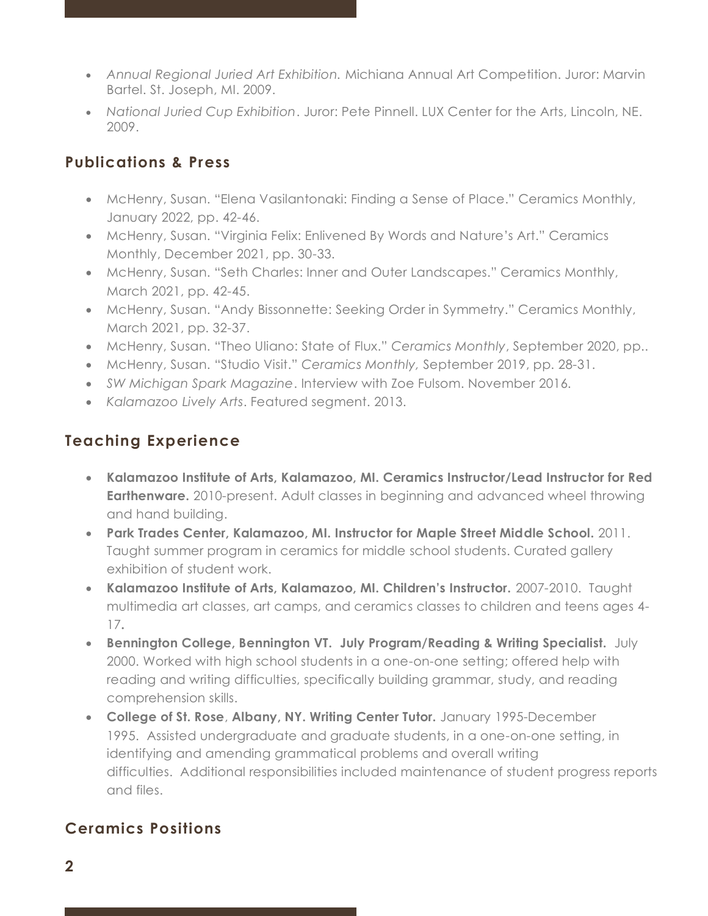- *Annual Regional Juried Art Exhibition.* Michiana Annual Art Competition. Juror: Marvin Bartel. St. Joseph, MI. 2009.
- *National Juried Cup Exhibition*. Juror: Pete Pinnell. LUX Center for the Arts, Lincoln, NE. 2009.

## Publications & Press

- McHenry, Susan. "Elena Vasilantonaki: Finding a Sense of Place." Ceramics Monthly, January 2022, pp. 42-46.
- McHenry, Susan. "Virginia Felix: Enlivened By Words and Nature's Art." Ceramics Monthly, December 2021, pp. 30-33.
- McHenry, Susan. "Seth Charles: Inner and Outer Landscapes." Ceramics Monthly, March 2021, pp. 42-45.
- McHenry, Susan. "Andy Bissonnette: Seeking Order in Symmetry." Ceramics Monthly, March 2021, pp. 32-37.
- McHenry, Susan. "Theo Uliano: State of Flux." *Ceramics Monthly*, September 2020, pp..
- McHenry, Susan. "Studio Visit." *Ceramics Monthly,* September 2019, pp. 28-31.
- *SW Michigan Spark Magazine*. Interview with Zoe Fulsom. November 2016.
- *Kalamazoo Lively Arts*. Featured segment. 2013.

## Teaching Experience

- **Kalamazoo Institute of Arts, Kalamazoo, MI. Ceramics Instructor/Lead Instructor for Red Earthenware.** 2010-present. Adult classes in beginning and advanced wheel throwing and hand building.
- **Park Trades Center, Kalamazoo, MI. Instructor for Maple Street Middle School.** 2011. Taught summer program in ceramics for middle school students. Curated gallery exhibition of student work.
- **Kalamazoo Institute of Arts, Kalamazoo, MI. Children's Instructor.** 2007-2010. Taught multimedia art classes, art camps, and ceramics classes to children and teens ages 4-17**.**
- **Bennington College, Bennington VT. July Program/Reading & Writing Specialist.** July 2000. Worked with high school students in a one-on-one setting; offered help with reading and writing difficulties, specifically building grammar, study, and reading comprehension skills.
- **College of St. Rose**, **Albany, NY. Writing Center Tutor.** January 1995-December 1995. Assisted undergraduate and graduate students, in a one-on-one setting, in identifying and amending grammatical problems and overall writing difficulties. Additional responsibilities included maintenance of student progress reports and files.

## Ceramics Positions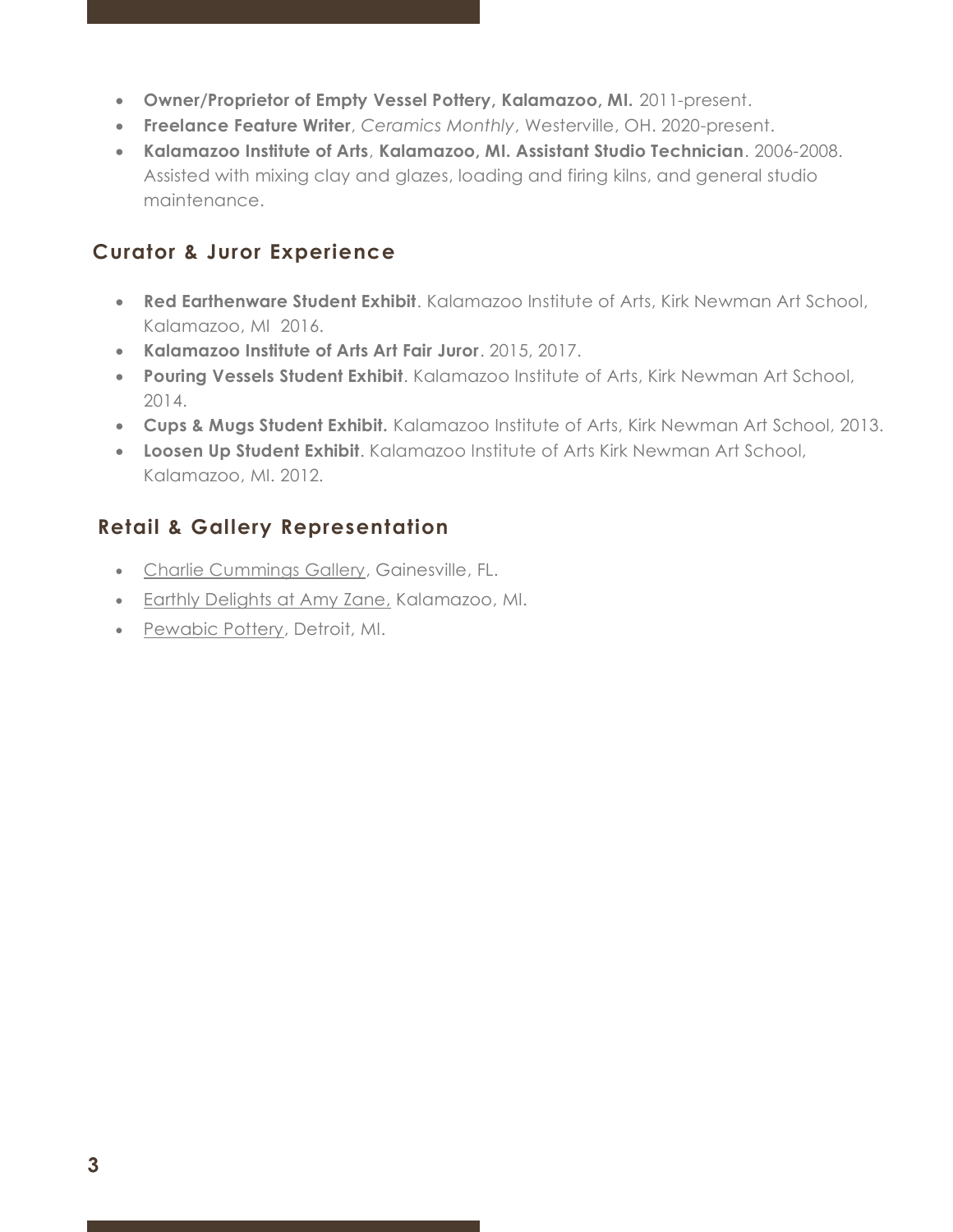- **Owner/Proprietor of Empty Vessel Pottery, Kalamazoo, MI.** 2011-present.
- **Freelance Feature Writer**, *Ceramics Monthly*, Westerville, OH. 2020-present.
- **Kalamazoo Institute of Arts**, **Kalamazoo, MI. Assistant Studio Technician**. 2006-2008. Assisted with mixing clay and glazes, loading and firing kilns, and general studio maintenance.

## Curator & Juror Experience

- **Red Earthenware Student Exhibit**. Kalamazoo Institute of Arts, Kirk Newman Art School, Kalamazoo, MI 2016.
- **Kalamazoo Institute of Arts Art Fair Juror**. 2015, 2017.
- **Pouring Vessels Student Exhibit**. Kalamazoo Institute of Arts, Kirk Newman Art School, 2014.
- **Cups & Mugs Student Exhibit.** Kalamazoo Institute of Arts, Kirk Newman Art School, 2013.
- **Loosen Up Student Exhibit**. Kalamazoo Institute of Arts Kirk Newman Art School, Kalamazoo, MI. 2012.

## Retail & Gallery Representation

- Charlie Cummings Gallery, Gainesville, FL.
- Earthly Delights at Amy Zane, Kalamazoo, MI.
- Pewabic Pottery, Detroit, MI.